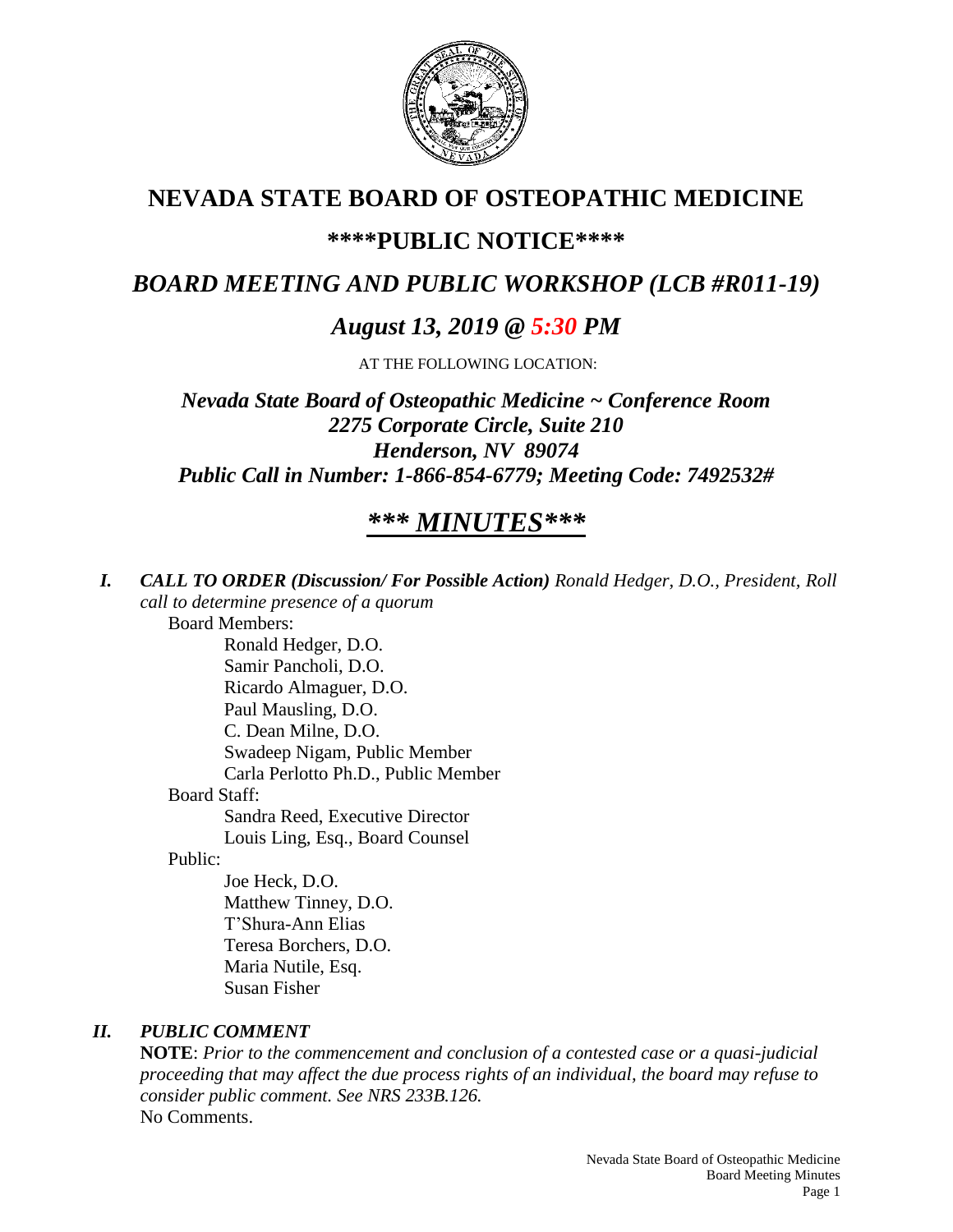# NEVADA STATE BOARD OF OSTEOPATHIC MEDICINE

## \*\*\*\*PUBLIC NOTICE\*\*\*\*

## *BOARD MEETING AND PUBLIC WORKSHOP (LCB #R011-19)*

## *August 13, 2019 @ 5:30 PM*

AT THE FOLLOWING LOCATION:

***Nevada State Board of Osteopathic Medicine ~ Conference Room***
***2275 Corporate Circle, Suite 210***
***Henderson, NV 89074***
***Public Call in Number: 1-866-854-6779; Meeting Code: 7492532#***

## ***\*\*\* MINUTES\*\*\****

***I. CALL TO ORDER (Discussion/ For Possible Action)*** *Ronald Hedger, D.O., President, Roll call to determine presence of a quorum*

Board Members:
- Ronald Hedger, D.O.
- Samir Pancholi, D.O.
- Ricardo Almaguer, D.O.
- Paul Mausling, D.O.
- C. Dean Milne, D.O.
- Swadeep Nigam, Public Member
- Carla Perlotto Ph.D., Public Member

Board Staff:
- Sandra Reed, Executive Director
- Louis Ling, Esq., Board Counsel

Public:
- Joe Heck, D.O.
- Matthew Tinney, D.O.
- T'Shura-Ann Elias
- Teresa Borchers, D.O.
- Maria Nutile, Esq.
- Susan Fisher

***II. PUBLIC COMMENT***

**NOTE**: *Prior to the commencement and conclusion of a contested case or a quasi-judicial proceeding that may affect the due process rights of an individual, the board may refuse to consider public comment. See NRS 233B.126.*

No Comments.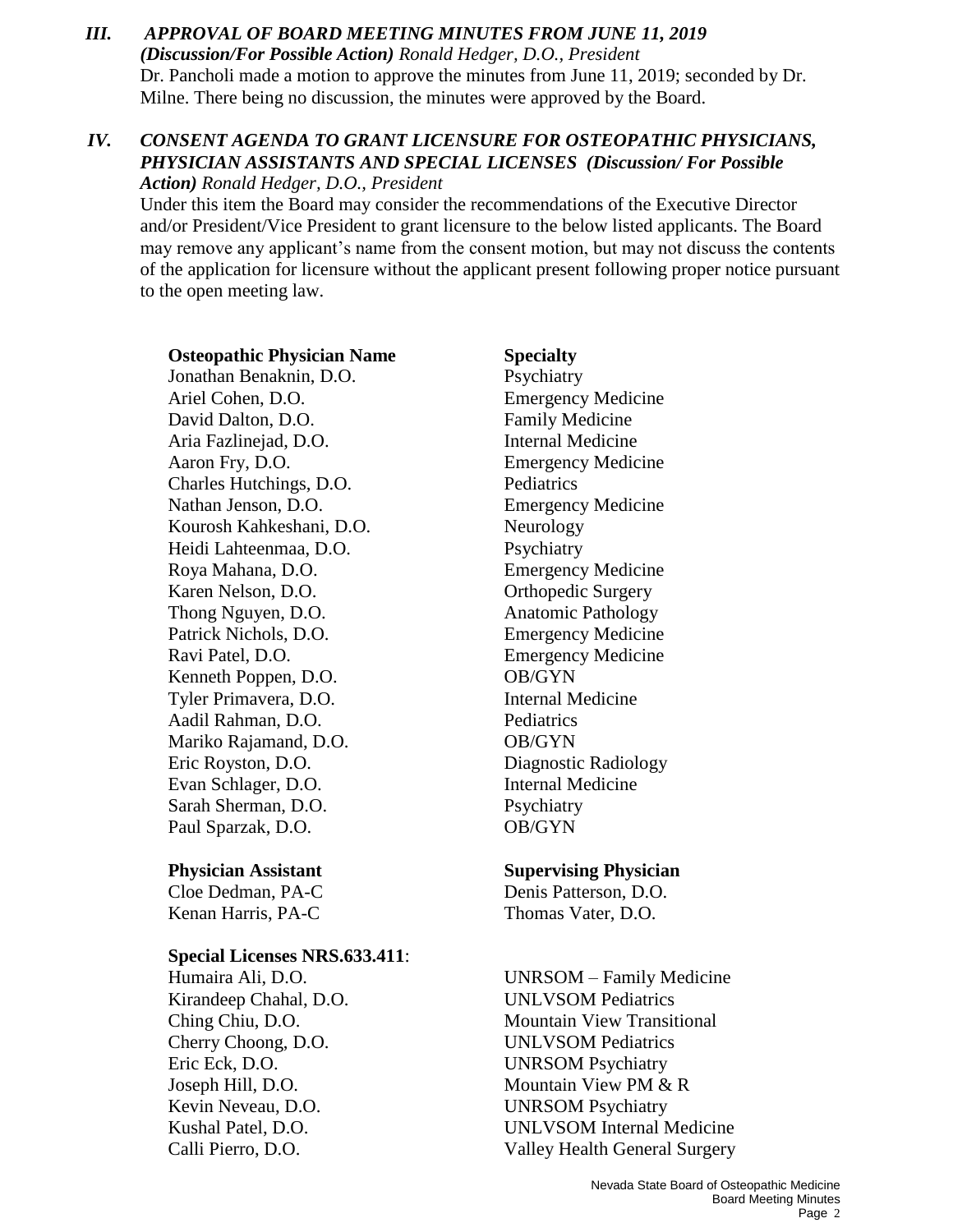### III. *APPROVAL OF BOARD MEETING MINUTES FROM JUNE 11, 2019*

***(Discussion/For Possible Action)*** *Ronald Hedger, D.O., President*

Dr. Pancholi made a motion to approve the minutes from June 11, 2019; seconded by Dr. Milne. There being no discussion, the minutes were approved by the Board.

### IV. *CONSENT AGENDA TO GRANT LICENSURE FOR OSTEOPATHIC PHYSICIANS, PHYSICIAN ASSISTANTS AND SPECIAL LICENSES (Discussion/ For Possible Action)* *Ronald Hedger, D.O., President*

Under this item the Board may consider the recommendations of the Executive Director and/or President/Vice President to grant licensure to the below listed applicants. The Board may remove any applicant's name from the consent motion, but may not discuss the contents of the application for licensure without the applicant present following proper notice pursuant to the open meeting law.

| **Osteopathic Physician Name** | **Specialty** |
|---|---|
| Jonathan Benaknin, D.O. | Psychiatry |
| Ariel Cohen, D.O. | Emergency Medicine |
| David Dalton, D.O. | Family Medicine |
| Aria Fazlinejad, D.O. | Internal Medicine |
| Aaron Fry, D.O. | Emergency Medicine |
| Charles Hutchings, D.O. | Pediatrics |
| Nathan Jenson, D.O. | Emergency Medicine |
| Kourosh Kahkeshani, D.O. | Neurology |
| Heidi Lahteenmaa, D.O. | Psychiatry |
| Roya Mahana, D.O. | Emergency Medicine |
| Karen Nelson, D.O. | Orthopedic Surgery |
| Thong Nguyen, D.O. | Anatomic Pathology |
| Patrick Nichols, D.O. | Emergency Medicine |
| Ravi Patel, D.O. | Emergency Medicine |
| Kenneth Poppen, D.O. | OB/GYN |
| Tyler Primavera, D.O. | Internal Medicine |
| Aadil Rahman, D.O. | Pediatrics |
| Mariko Rajamand, D.O. | OB/GYN |
| Eric Royston, D.O. | Diagnostic Radiology |
| Evan Schlager, D.O. | Internal Medicine |
| Sarah Sherman, D.O. | Psychiatry |
| Paul Sparzak, D.O. | OB/GYN |

| **Physician Assistant** | **Supervising Physician** |
|---|---|
| Cloe Dedman, PA-C | Denis Patterson, D.O. |
| Kenan Harris, PA-C | Thomas Vater, D.O. |

| **Special Licenses NRS.633.411**: | |
|---|---|
| Humaira Ali, D.O. | UNRSOM – Family Medicine |
| Kirandeep Chahal, D.O. | UNLVSOM Pediatrics |
| Ching Chiu, D.O. | Mountain View Transitional |
| Cherry Choong, D.O. | UNLVSOM Pediatrics |
| Eric Eck, D.O. | UNRSOM Psychiatry |
| Joseph Hill, D.O. | Mountain View PM & R |
| Kevin Neveau, D.O. | UNRSOM Psychiatry |
| Kushal Patel, D.O. | UNLVSOM Internal Medicine |
| Calli Pierro, D.O. | Valley Health General Surgery |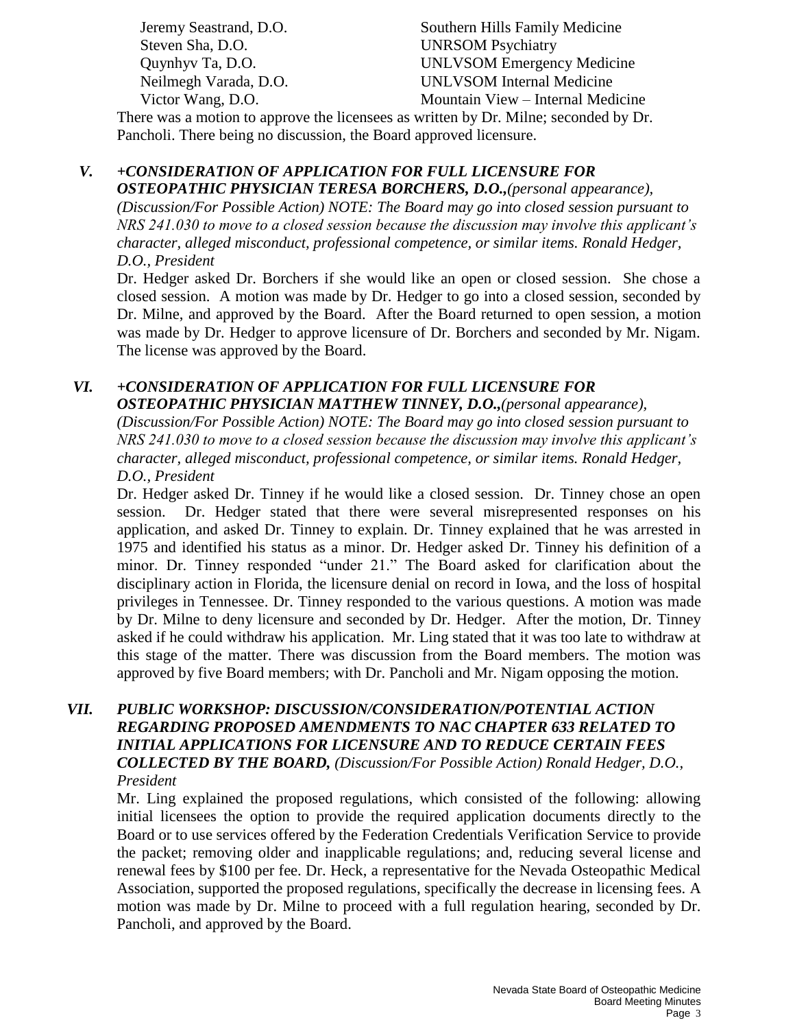| | |
|---|---|
| Jeremy Seastrand, D.O. | Southern Hills Family Medicine |
| Steven Sha, D.O. | UNRSOM Psychiatry |
| Quynhyv Ta, D.O. | UNLVSOM Emergency Medicine |
| Neilmegh Varada, D.O. | UNLVSOM Internal Medicine |
| Victor Wang, D.O. | Mountain View – Internal Medicine |

There was a motion to approve the licensees as written by Dr. Milne; seconded by Dr. Pancholi. There being no discussion, the Board approved licensure.

## V. *+CONSIDERATION OF APPLICATION FOR FULL LICENSURE FOR OSTEOPATHIC PHYSICIAN TERESA BORCHERS, D.O.,(personal appearance), (Discussion/For Possible Action) NOTE: The Board may go into closed session pursuant to NRS 241.030 to move to a closed session because the discussion may involve this applicant's character, alleged misconduct, professional competence, or similar items. Ronald Hedger, D.O., President*

Dr. Hedger asked Dr. Borchers if she would like an open or closed session. She chose a closed session. A motion was made by Dr. Hedger to go into a closed session, seconded by Dr. Milne, and approved by the Board. After the Board returned to open session, a motion was made by Dr. Hedger to approve licensure of Dr. Borchers and seconded by Mr. Nigam. The license was approved by the Board.

## VI. *+CONSIDERATION OF APPLICATION FOR FULL LICENSURE FOR OSTEOPATHIC PHYSICIAN MATTHEW TINNEY, D.O.,(personal appearance), (Discussion/For Possible Action) NOTE: The Board may go into closed session pursuant to NRS 241.030 to move to a closed session because the discussion may involve this applicant's character, alleged misconduct, professional competence, or similar items. Ronald Hedger, D.O., President*

Dr. Hedger asked Dr. Tinney if he would like a closed session. Dr. Tinney chose an open session. Dr. Hedger stated that there were several misrepresented responses on his application, and asked Dr. Tinney to explain. Dr. Tinney explained that he was arrested in 1975 and identified his status as a minor. Dr. Hedger asked Dr. Tinney his definition of a minor. Dr. Tinney responded "under 21." The Board asked for clarification about the disciplinary action in Florida, the licensure denial on record in Iowa, and the loss of hospital privileges in Tennessee. Dr. Tinney responded to the various questions. A motion was made by Dr. Milne to deny licensure and seconded by Dr. Hedger. After the motion, Dr. Tinney asked if he could withdraw his application. Mr. Ling stated that it was too late to withdraw at this stage of the matter. There was discussion from the Board members. The motion was approved by five Board members; with Dr. Pancholi and Mr. Nigam opposing the motion.

## VII. *PUBLIC WORKSHOP: DISCUSSION/CONSIDERATION/POTENTIAL ACTION REGARDING PROPOSED AMENDMENTS TO NAC CHAPTER 633 RELATED TO INITIAL APPLICATIONS FOR LICENSURE AND TO REDUCE CERTAIN FEES COLLECTED BY THE BOARD, (Discussion/For Possible Action) Ronald Hedger, D.O., President*

Mr. Ling explained the proposed regulations, which consisted of the following: allowing initial licensees the option to provide the required application documents directly to the Board or to use services offered by the Federation Credentials Verification Service to provide the packet; removing older and inapplicable regulations; and, reducing several license and renewal fees by $100 per fee. Dr. Heck, a representative for the Nevada Osteopathic Medical Association, supported the proposed regulations, specifically the decrease in licensing fees. A motion was made by Dr. Milne to proceed with a full regulation hearing, seconded by Dr. Pancholi, and approved by the Board.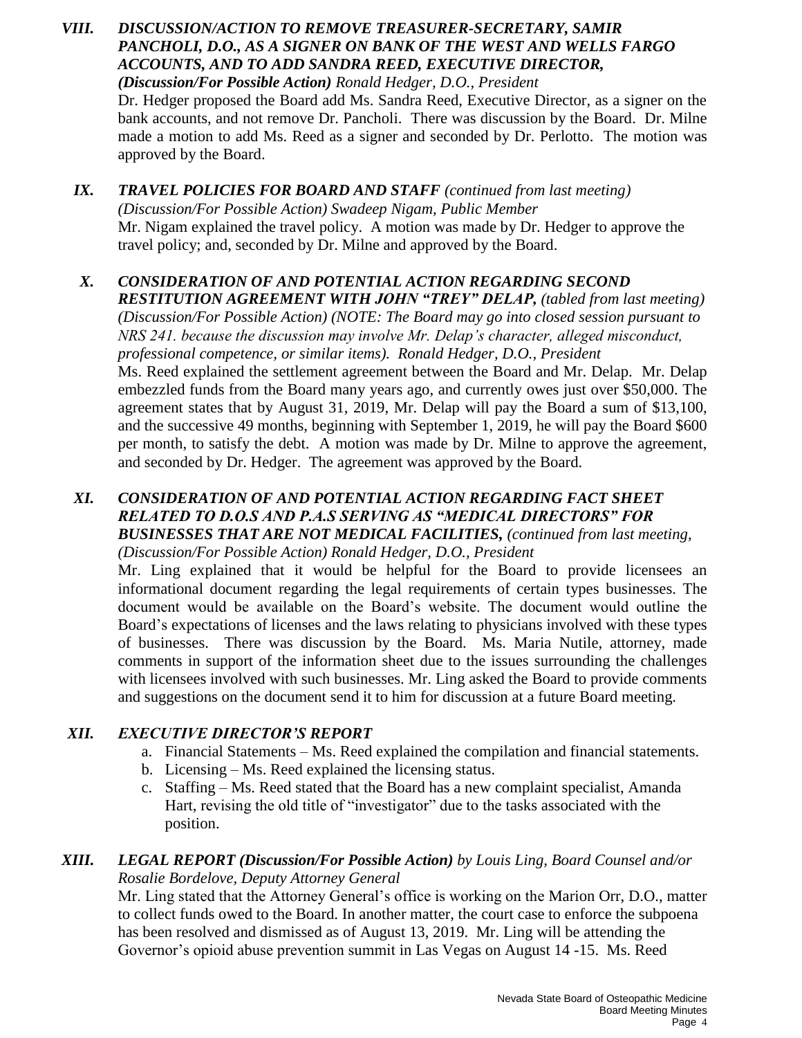### *VIII. DISCUSSION/ACTION TO REMOVE TREASURER-SECRETARY, SAMIR PANCHOLI, D.O., AS A SIGNER ON BANK OF THE WEST AND WELLS FARGO ACCOUNTS, AND TO ADD SANDRA REED, EXECUTIVE DIRECTOR,*

***(Discussion/For Possible Action)*** *Ronald Hedger, D.O., President*

Dr. Hedger proposed the Board add Ms. Sandra Reed, Executive Director, as a signer on the bank accounts, and not remove Dr. Pancholi. There was discussion by the Board. Dr. Milne made a motion to add Ms. Reed as a signer and seconded by Dr. Perlotto. The motion was approved by the Board.

### *IX. TRAVEL POLICIES FOR BOARD AND STAFF* *(continued from last meeting)*

*(Discussion/For Possible Action) Swadeep Nigam, Public Member*

Mr. Nigam explained the travel policy. A motion was made by Dr. Hedger to approve the travel policy; and, seconded by Dr. Milne and approved by the Board.

### *X. CONSIDERATION OF AND POTENTIAL ACTION REGARDING SECOND RESTITUTION AGREEMENT WITH JOHN "TREY" DELAP,* *(tabled from last meeting)*

*(Discussion/For Possible Action) (NOTE: The Board may go into closed session pursuant to NRS 241. because the discussion may involve Mr. Delap's character, alleged misconduct, professional competence, or similar items). Ronald Hedger, D.O., President*

Ms. Reed explained the settlement agreement between the Board and Mr. Delap. Mr. Delap embezzled funds from the Board many years ago, and currently owes just over $50,000. The agreement states that by August 31, 2019, Mr. Delap will pay the Board a sum of $13,100, and the successive 49 months, beginning with September 1, 2019, he will pay the Board $600 per month, to satisfy the debt. A motion was made by Dr. Milne to approve the agreement, and seconded by Dr. Hedger. The agreement was approved by the Board.

### *XI. CONSIDERATION OF AND POTENTIAL ACTION REGARDING FACT SHEET RELATED TO D.O.S AND P.A.S SERVING AS "MEDICAL DIRECTORS" FOR BUSINESSES THAT ARE NOT MEDICAL FACILITIES,* *(continued from last meeting,*

*(Discussion/For Possible Action) Ronald Hedger, D.O., President*

Mr. Ling explained that it would be helpful for the Board to provide licensees an informational document regarding the legal requirements of certain types businesses. The document would be available on the Board's website. The document would outline the Board's expectations of licenses and the laws relating to physicians involved with these types of businesses. There was discussion by the Board. Ms. Maria Nutile, attorney, made comments in support of the information sheet due to the issues surrounding the challenges with licensees involved with such businesses. Mr. Ling asked the Board to provide comments and suggestions on the document send it to him for discussion at a future Board meeting.

### *XII. EXECUTIVE DIRECTOR'S REPORT*

a. Financial Statements – Ms. Reed explained the compilation and financial statements.
b. Licensing – Ms. Reed explained the licensing status.
c. Staffing – Ms. Reed stated that the Board has a new complaint specialist, Amanda Hart, revising the old title of "investigator" due to the tasks associated with the position.

### *XIII. LEGAL REPORT (Discussion/For Possible Action)* *by Louis Ling, Board Counsel and/or Rosalie Bordelove, Deputy Attorney General*

Mr. Ling stated that the Attorney General's office is working on the Marion Orr, D.O., matter to collect funds owed to the Board. In another matter, the court case to enforce the subpoena has been resolved and dismissed as of August 13, 2019. Mr. Ling will be attending the Governor's opioid abuse prevention summit in Las Vegas on August 14 -15. Ms. Reed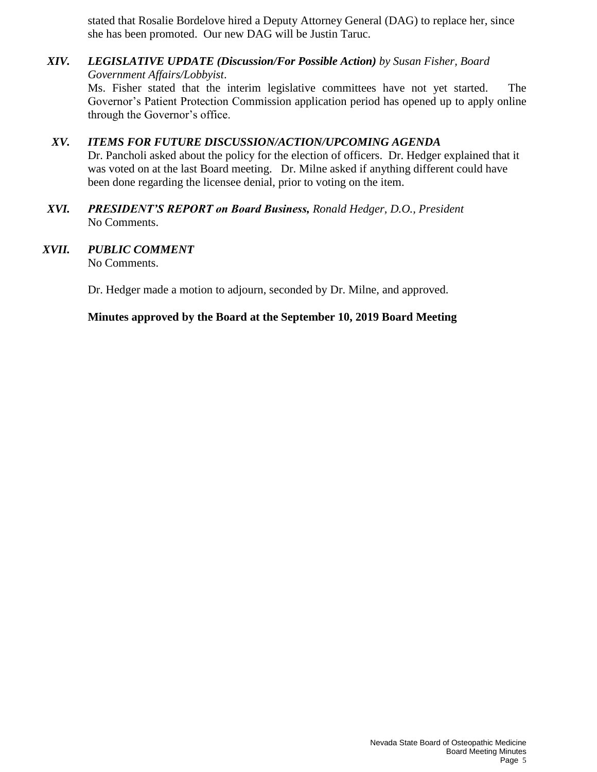stated that Rosalie Bordelove hired a Deputy Attorney General (DAG) to replace her, since she has been promoted. Our new DAG will be Justin Taruc.

**XIV.** ***LEGISLATIVE UPDATE (Discussion/For Possible Action)*** *by Susan Fisher, Board Government Affairs/Lobbyist*.

Ms. Fisher stated that the interim legislative committees have not yet started. The Governor's Patient Protection Commission application period has opened up to apply online through the Governor's office.

**XV.** ***ITEMS FOR FUTURE DISCUSSION/ACTION/UPCOMING AGENDA***

Dr. Pancholi asked about the policy for the election of officers. Dr. Hedger explained that it was voted on at the last Board meeting. Dr. Milne asked if anything different could have been done regarding the licensee denial, prior to voting on the item.

**XVI.** ***PRESIDENT'S REPORT on Board Business,*** *Ronald Hedger, D.O., President*

No Comments.

**XVII.** ***PUBLIC COMMENT***

No Comments.

Dr. Hedger made a motion to adjourn, seconded by Dr. Milne, and approved.

**Minutes approved by the Board at the September 10, 2019 Board Meeting**